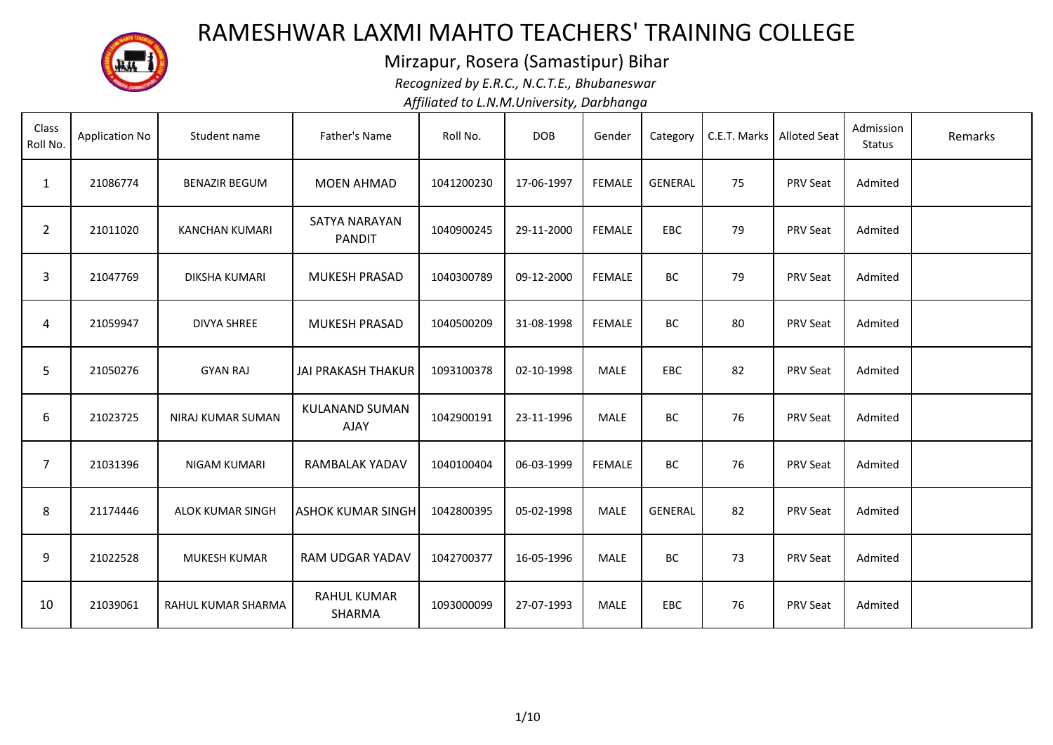# RAMESHWAR LAXMI MAHTO TEACHERS' TRAINING COLLEGE

Mirzapur, Rosera (Samastipur) Bihar

*Recognized by E.R.C., N.C.T.E., Bhubaneswar*

*Affiliated to L.N.M.University, Darbhanga*

| Class Roll No. | Application No | Student name | Father's Name | Roll No. | DOB | Gender | Category | C.E.T. Marks | Alloted Seat | Admission Status | Remarks |
|---|---|---|---|---|---|---|---|---|---|---|---|
| 1 | 21086774 | BENAZIR BEGUM | MOEN AHMAD | 1041200230 | 17-06-1997 | FEMALE | GENERAL | 75 | PRV Seat | Admited | |
| 2 | 21011020 | KANCHAN KUMARI | SATYA NARAYAN PANDIT | 1040900245 | 29-11-2000 | FEMALE | EBC | 79 | PRV Seat | Admited | |
| 3 | 21047769 | DIKSHA KUMARI | MUKESH PRASAD | 1040300789 | 09-12-2000 | FEMALE | BC | 79 | PRV Seat | Admited | |
| 4 | 21059947 | DIVYA SHREE | MUKESH PRASAD | 1040500209 | 31-08-1998 | FEMALE | BC | 80 | PRV Seat | Admited | |
| 5 | 21050276 | GYAN RAJ | JAI PRAKASH THAKUR | 1093100378 | 02-10-1998 | MALE | EBC | 82 | PRV Seat | Admited | |
| 6 | 21023725 | NIRAJ KUMAR SUMAN | KULANAND SUMAN AJAY | 1042900191 | 23-11-1996 | MALE | BC | 76 | PRV Seat | Admited | |
| 7 | 21031396 | NIGAM KUMARI | RAMBALAK YADAV | 1040100404 | 06-03-1999 | FEMALE | BC | 76 | PRV Seat | Admited | |
| 8 | 21174446 | ALOK KUMAR SINGH | ASHOK KUMAR SINGH | 1042800395 | 05-02-1998 | MALE | GENERAL | 82 | PRV Seat | Admited | |
| 9 | 21022528 | MUKESH KUMAR | RAM UDGAR YADAV | 1042700377 | 16-05-1996 | MALE | BC | 73 | PRV Seat | Admited | |
| 10 | 21039061 | RAHUL KUMAR SHARMA | RAHUL KUMAR SHARMA | 1093000099 | 27-07-1993 | MALE | EBC | 76 | PRV Seat | Admited | |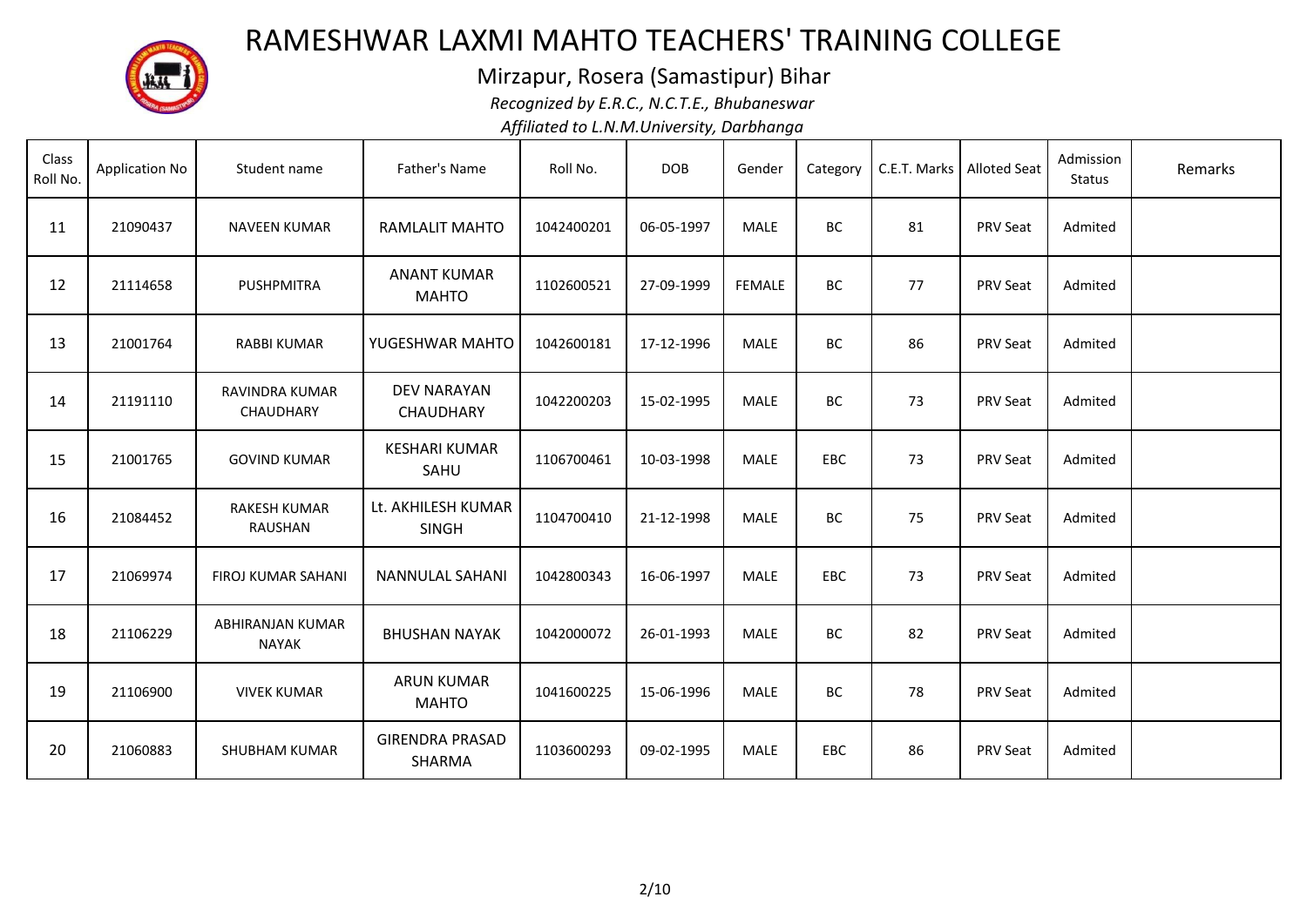# RAMESHWAR LAXMI MAHTO TEACHERS' TRAINING COLLEGE

Mirzapur, Rosera (Samastipur) Bihar

*Recognized by E.R.C., N.C.T.E., Bhubaneswar*

*Affiliated to L.N.M.University, Darbhanga*

| Class Roll No. | Application No | Student name | Father's Name | Roll No. | DOB | Gender | Category | C.E.T. Marks | Alloted Seat | Admission Status | Remarks |
|---|---|---|---|---|---|---|---|---|---|---|---|
| 11 | 21090437 | NAVEEN KUMAR | RAMLALIT MAHTO | 1042400201 | 06-05-1997 | MALE | BC | 81 | PRV Seat | Admited | |
| 12 | 21114658 | PUSHPMITRA | ANANT KUMAR MAHTO | 1102600521 | 27-09-1999 | FEMALE | BC | 77 | PRV Seat | Admited | |
| 13 | 21001764 | RABBI KUMAR | YUGESHWAR MAHTO | 1042600181 | 17-12-1996 | MALE | BC | 86 | PRV Seat | Admited | |
| 14 | 21191110 | RAVINDRA KUMAR CHAUDHARY | DEV NARAYAN CHAUDHARY | 1042200203 | 15-02-1995 | MALE | BC | 73 | PRV Seat | Admited | |
| 15 | 21001765 | GOVIND KUMAR | KESHARI KUMAR SAHU | 1106700461 | 10-03-1998 | MALE | EBC | 73 | PRV Seat | Admited | |
| 16 | 21084452 | RAKESH KUMAR RAUSHAN | Lt. AKHILESH KUMAR SINGH | 1104700410 | 21-12-1998 | MALE | BC | 75 | PRV Seat | Admited | |
| 17 | 21069974 | FIROJ KUMAR SAHANI | NANNULAL SAHANI | 1042800343 | 16-06-1997 | MALE | EBC | 73 | PRV Seat | Admited | |
| 18 | 21106229 | ABHIRANJAN KUMAR NAYAK | BHUSHAN NAYAK | 1042000072 | 26-01-1993 | MALE | BC | 82 | PRV Seat | Admited | |
| 19 | 21106900 | VIVEK KUMAR | ARUN KUMAR MAHTO | 1041600225 | 15-06-1996 | MALE | BC | 78 | PRV Seat | Admited | |
| 20 | 21060883 | SHUBHAM KUMAR | GIRENDRA PRASAD SHARMA | 1103600293 | 09-02-1995 | MALE | EBC | 86 | PRV Seat | Admited | |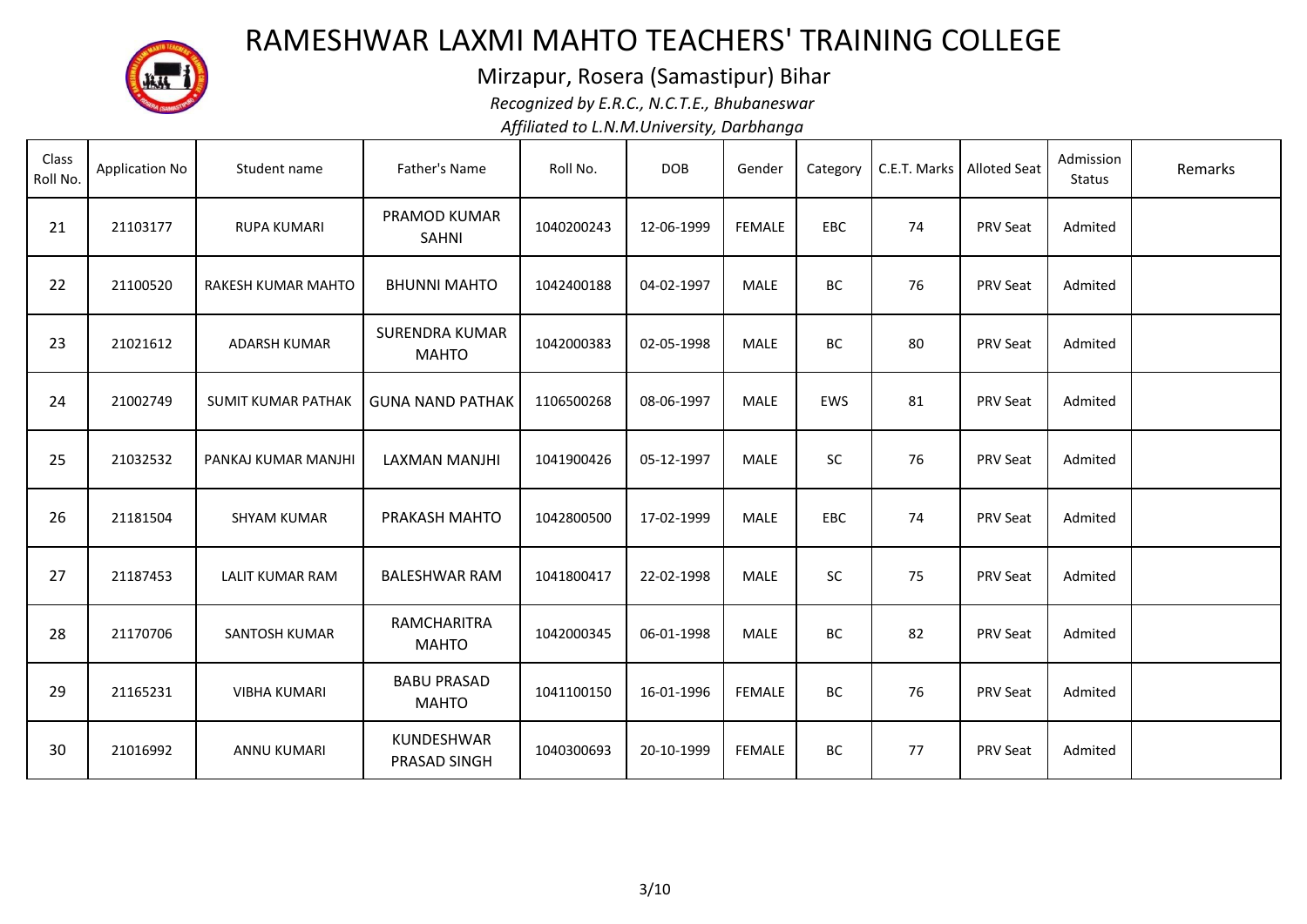# RAMESHWAR LAXMI MAHTO TEACHERS' TRAINING COLLEGE

Mirzapur, Rosera (Samastipur) Bihar

*Recognized by E.R.C., N.C.T.E., Bhubaneswar*

*Affiliated to L.N.M.University, Darbhanga*

| Class Roll No. | Application No | Student name | Father's Name | Roll No. | DOB | Gender | Category | C.E.T. Marks | Alloted Seat | Admission Status | Remarks |
|---|---|---|---|---|---|---|---|---|---|---|---|
| 21 | 21103177 | RUPA KUMARI | PRAMOD KUMAR SAHNI | 1040200243 | 12-06-1999 | FEMALE | EBC | 74 | PRV Seat | Admited | |
| 22 | 21100520 | RAKESH KUMAR MAHTO | BHUNNI MAHTO | 1042400188 | 04-02-1997 | MALE | BC | 76 | PRV Seat | Admited | |
| 23 | 21021612 | ADARSH KUMAR | SURENDRA KUMAR MAHTO | 1042000383 | 02-05-1998 | MALE | BC | 80 | PRV Seat | Admited | |
| 24 | 21002749 | SUMIT KUMAR PATHAK | GUNA NAND PATHAK | 1106500268 | 08-06-1997 | MALE | EWS | 81 | PRV Seat | Admited | |
| 25 | 21032532 | PANKAJ KUMAR MANJHI | LAXMAN MANJHI | 1041900426 | 05-12-1997 | MALE | SC | 76 | PRV Seat | Admited | |
| 26 | 21181504 | SHYAM KUMAR | PRAKASH MAHTO | 1042800500 | 17-02-1999 | MALE | EBC | 74 | PRV Seat | Admited | |
| 27 | 21187453 | LALIT KUMAR RAM | BALESHWAR RAM | 1041800417 | 22-02-1998 | MALE | SC | 75 | PRV Seat | Admited | |
| 28 | 21170706 | SANTOSH KUMAR | RAMCHARITRA MAHTO | 1042000345 | 06-01-1998 | MALE | BC | 82 | PRV Seat | Admited | |
| 29 | 21165231 | VIBHA KUMARI | BABU PRASAD MAHTO | 1041100150 | 16-01-1996 | FEMALE | BC | 76 | PRV Seat | Admited | |
| 30 | 21016992 | ANNU KUMARI | KUNDESHWAR PRASAD SINGH | 1040300693 | 20-10-1999 | FEMALE | BC | 77 | PRV Seat | Admited | |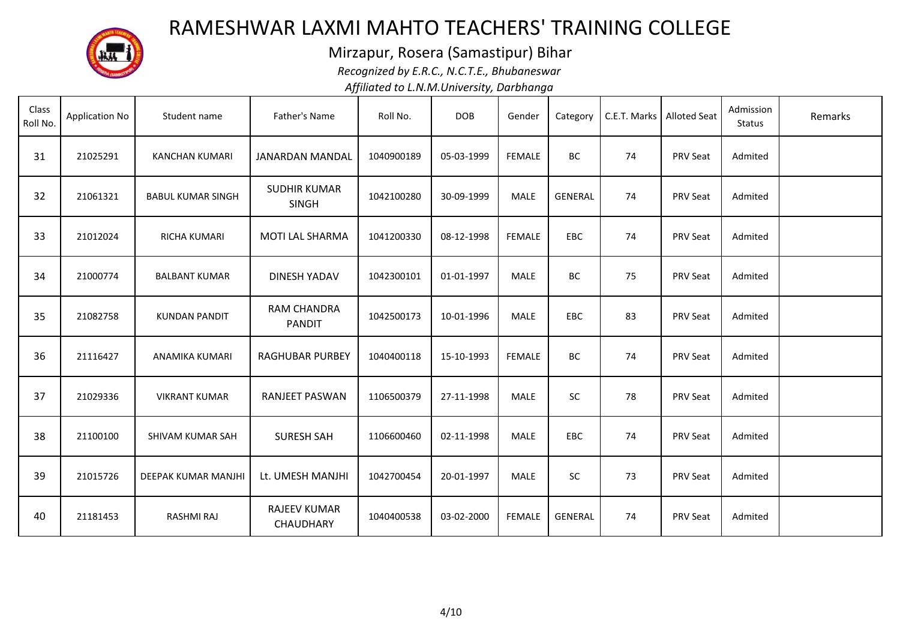# RAMESHWAR LAXMI MAHTO TEACHERS' TRAINING COLLEGE

Mirzapur, Rosera (Samastipur) Bihar

*Recognized by E.R.C., N.C.T.E., Bhubaneswar*

*Affiliated to L.N.M.University, Darbhanga*

| Class Roll No. | Application No | Student name | Father's Name | Roll No. | DOB | Gender | Category | C.E.T. Marks | Alloted Seat | Admission Status | Remarks |
|---|---|---|---|---|---|---|---|---|---|---|---|
| 31 | 21025291 | KANCHAN KUMARI | JANARDAN MANDAL | 1040900189 | 05-03-1999 | FEMALE | BC | 74 | PRV Seat | Admited | |
| 32 | 21061321 | BABUL KUMAR SINGH | SUDHIR KUMAR SINGH | 1042100280 | 30-09-1999 | MALE | GENERAL | 74 | PRV Seat | Admited | |
| 33 | 21012024 | RICHA KUMARI | MOTI LAL SHARMA | 1041200330 | 08-12-1998 | FEMALE | EBC | 74 | PRV Seat | Admited | |
| 34 | 21000774 | BALBANT KUMAR | DINESH YADAV | 1042300101 | 01-01-1997 | MALE | BC | 75 | PRV Seat | Admited | |
| 35 | 21082758 | KUNDAN PANDIT | RAM CHANDRA PANDIT | 1042500173 | 10-01-1996 | MALE | EBC | 83 | PRV Seat | Admited | |
| 36 | 21116427 | ANAMIKA KUMARI | RAGHUBAR PURBEY | 1040400118 | 15-10-1993 | FEMALE | BC | 74 | PRV Seat | Admited | |
| 37 | 21029336 | VIKRANT KUMAR | RANJEET PASWAN | 1106500379 | 27-11-1998 | MALE | SC | 78 | PRV Seat | Admited | |
| 38 | 21100100 | SHIVAM KUMAR SAH | SURESH SAH | 1106600460 | 02-11-1998 | MALE | EBC | 74 | PRV Seat | Admited | |
| 39 | 21015726 | DEEPAK KUMAR MANJHI | Lt. UMESH MANJHI | 1042700454 | 20-01-1997 | MALE | SC | 73 | PRV Seat | Admited | |
| 40 | 21181453 | RASHMI RAJ | RAJEEV KUMAR CHAUDHARY | 1040400538 | 03-02-2000 | FEMALE | GENERAL | 74 | PRV Seat | Admited | |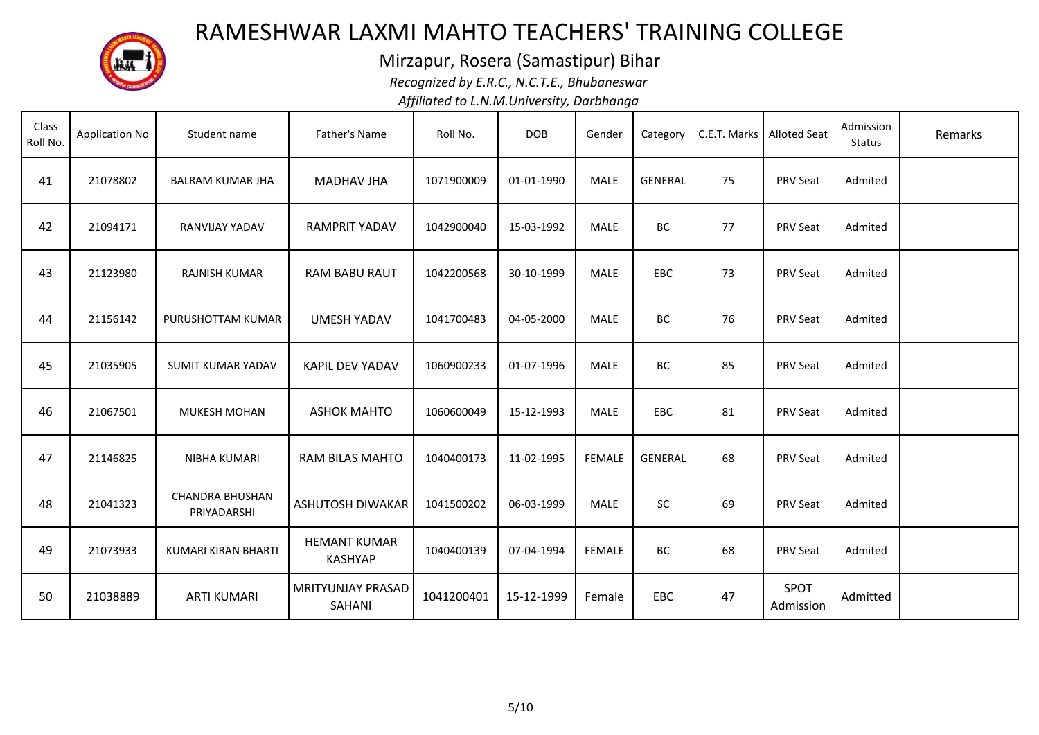# RAMESHWAR LAXMI MAHTO TEACHERS' TRAINING COLLEGE

Mirzapur, Rosera (Samastipur) Bihar

*Recognized by E.R.C., N.C.T.E., Bhubaneswar*

*Affiliated to L.N.M.University, Darbhanga*

| Class Roll No. | Application No | Student name | Father's Name | Roll No. | DOB | Gender | Category | C.E.T. Marks | Alloted Seat | Admission Status | Remarks |
|---|---|---|---|---|---|---|---|---|---|---|---|
| 41 | 21078802 | BALRAM KUMAR JHA | MADHAV JHA | 1071900009 | 01-01-1990 | MALE | GENERAL | 75 | PRV Seat | Admited | |
| 42 | 21094171 | RANVIJAY YADAV | RAMPRIT YADAV | 1042900040 | 15-03-1992 | MALE | BC | 77 | PRV Seat | Admited | |
| 43 | 21123980 | RAJNISH KUMAR | RAM BABU RAUT | 1042200568 | 30-10-1999 | MALE | EBC | 73 | PRV Seat | Admited | |
| 44 | 21156142 | PURUSHOTTAM KUMAR | UMESH YADAV | 1041700483 | 04-05-2000 | MALE | BC | 76 | PRV Seat | Admited | |
| 45 | 21035905 | SUMIT KUMAR YADAV | KAPIL DEV YADAV | 1060900233 | 01-07-1996 | MALE | BC | 85 | PRV Seat | Admited | |
| 46 | 21067501 | MUKESH MOHAN | ASHOK MAHTO | 1060600049 | 15-12-1993 | MALE | EBC | 81 | PRV Seat | Admited | |
| 47 | 21146825 | NIBHA KUMARI | RAM BILAS MAHTO | 1040400173 | 11-02-1995 | FEMALE | GENERAL | 68 | PRV Seat | Admited | |
| 48 | 21041323 | CHANDRA BHUSHAN PRIYADARSHI | ASHUTOSH DIWAKAR | 1041500202 | 06-03-1999 | MALE | SC | 69 | PRV Seat | Admited | |
| 49 | 21073933 | KUMARI KIRAN BHARTI | HEMANT KUMAR KASHYAP | 1040400139 | 07-04-1994 | FEMALE | BC | 68 | PRV Seat | Admited | |
| 50 | 21038889 | ARTI KUMARI | MRITYUNJAY PRASAD SAHANI | 1041200401 | 15-12-1999 | Female | EBC | 47 | SPOT Admission | Admitted | |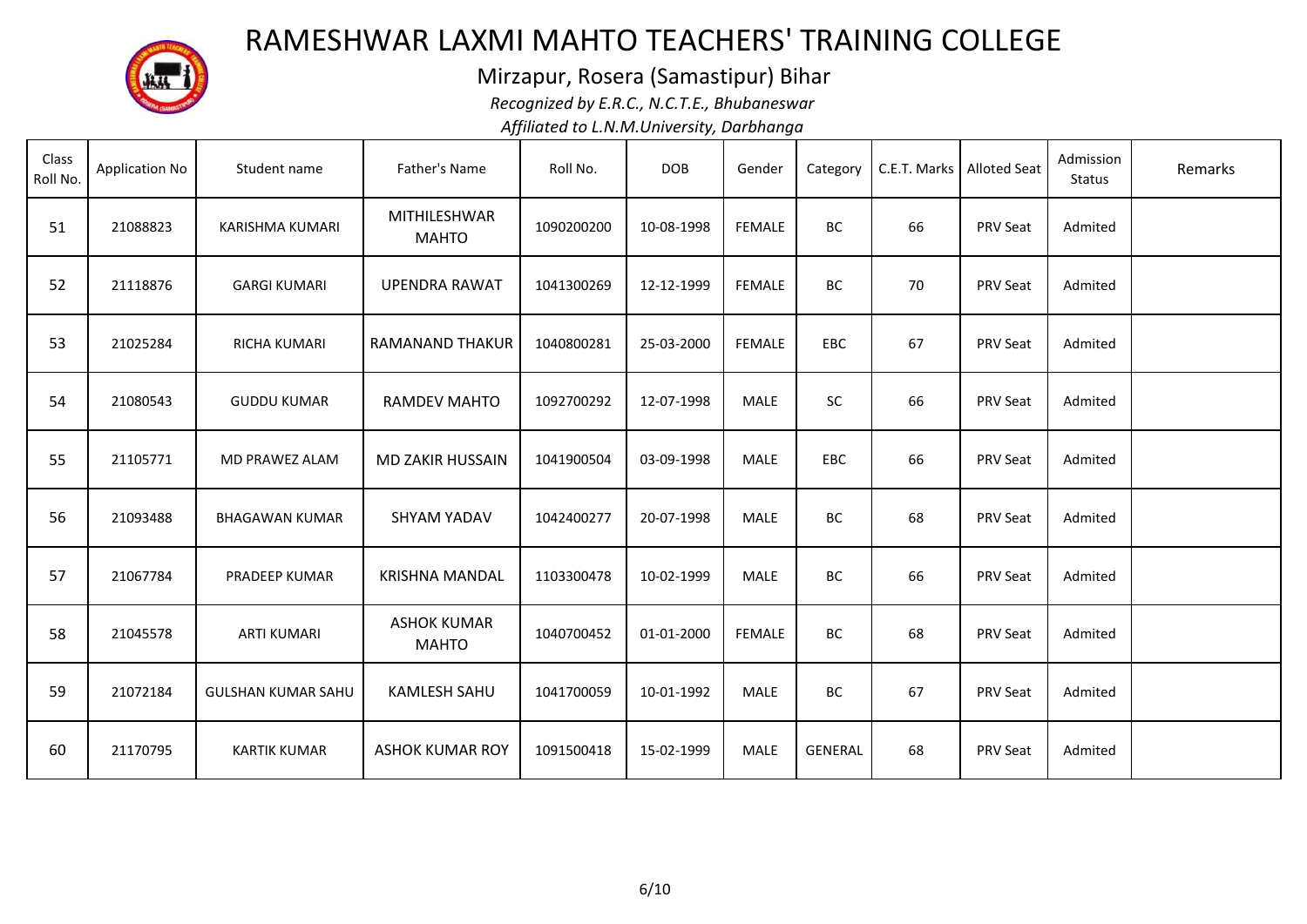# RAMESHWAR LAXMI MAHTO TEACHERS' TRAINING COLLEGE

Mirzapur, Rosera (Samastipur) Bihar

*Recognized by E.R.C., N.C.T.E., Bhubaneswar*

*Affiliated to L.N.M.University, Darbhanga*

| Class Roll No. | Application No | Student name | Father's Name | Roll No. | DOB | Gender | Category | C.E.T. Marks | Alloted Seat | Admission Status | Remarks |
|---|---|---|---|---|---|---|---|---|---|---|---|
| 51 | 21088823 | KARISHMA KUMARI | MITHILESHWAR MAHTO | 1090200200 | 10-08-1998 | FEMALE | BC | 66 | PRV Seat | Admited | |
| 52 | 21118876 | GARGI KUMARI | UPENDRA RAWAT | 1041300269 | 12-12-1999 | FEMALE | BC | 70 | PRV Seat | Admited | |
| 53 | 21025284 | RICHA KUMARI | RAMANAND THAKUR | 1040800281 | 25-03-2000 | FEMALE | EBC | 67 | PRV Seat | Admited | |
| 54 | 21080543 | GUDDU KUMAR | RAMDEV MAHTO | 1092700292 | 12-07-1998 | MALE | SC | 66 | PRV Seat | Admited | |
| 55 | 21105771 | MD PRAWEZ ALAM | MD ZAKIR HUSSAIN | 1041900504 | 03-09-1998 | MALE | EBC | 66 | PRV Seat | Admited | |
| 56 | 21093488 | BHAGAWAN KUMAR | SHYAM YADAV | 1042400277 | 20-07-1998 | MALE | BC | 68 | PRV Seat | Admited | |
| 57 | 21067784 | PRADEEP KUMAR | KRISHNA MANDAL | 1103300478 | 10-02-1999 | MALE | BC | 66 | PRV Seat | Admited | |
| 58 | 21045578 | ARTI KUMARI | ASHOK KUMAR MAHTO | 1040700452 | 01-01-2000 | FEMALE | BC | 68 | PRV Seat | Admited | |
| 59 | 21072184 | GULSHAN KUMAR SAHU | KAMLESH SAHU | 1041700059 | 10-01-1992 | MALE | BC | 67 | PRV Seat | Admited | |
| 60 | 21170795 | KARTIK KUMAR | ASHOK KUMAR ROY | 1091500418 | 15-02-1999 | MALE | GENERAL | 68 | PRV Seat | Admited | |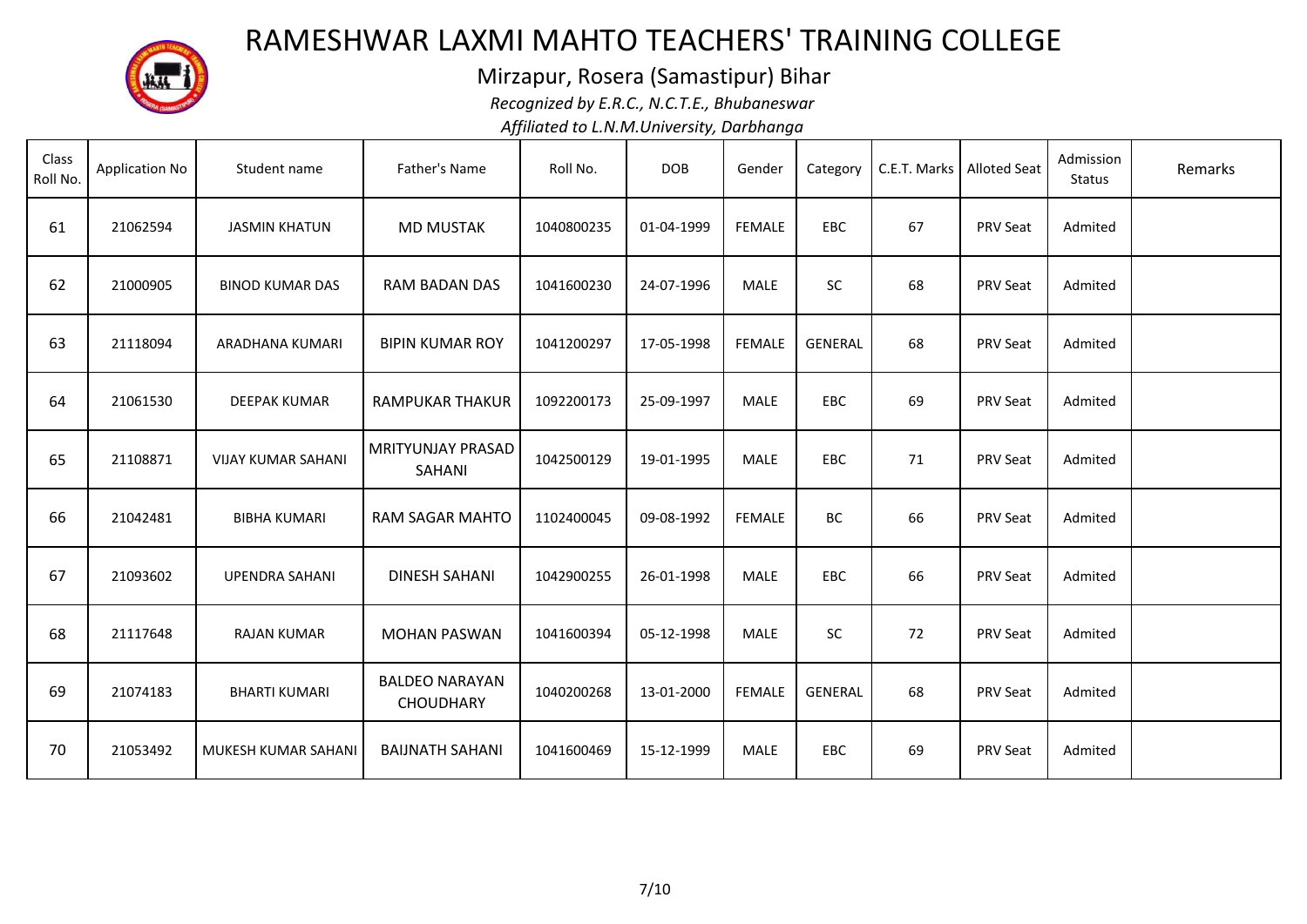# RAMESHWAR LAXMI MAHTO TEACHERS' TRAINING COLLEGE

Mirzapur, Rosera (Samastipur) Bihar

*Recognized by E.R.C., N.C.T.E., Bhubaneswar*

*Affiliated to L.N.M.University, Darbhanga*

| Class Roll No. | Application No | Student name | Father's Name | Roll No. | DOB | Gender | Category | C.E.T. Marks | Alloted Seat | Admission Status | Remarks |
|---|---|---|---|---|---|---|---|---|---|---|---|
| 61 | 21062594 | JASMIN KHATUN | MD MUSTAK | 1040800235 | 01-04-1999 | FEMALE | EBC | 67 | PRV Seat | Admited | |
| 62 | 21000905 | BINOD KUMAR DAS | RAM BADAN DAS | 1041600230 | 24-07-1996 | MALE | SC | 68 | PRV Seat | Admited | |
| 63 | 21118094 | ARADHANA KUMARI | BIPIN KUMAR ROY | 1041200297 | 17-05-1998 | FEMALE | GENERAL | 68 | PRV Seat | Admited | |
| 64 | 21061530 | DEEPAK KUMAR | RAMPUKAR THAKUR | 1092200173 | 25-09-1997 | MALE | EBC | 69 | PRV Seat | Admited | |
| 65 | 21108871 | VIJAY KUMAR SAHANI | MRITYUNJAY PRASAD SAHANI | 1042500129 | 19-01-1995 | MALE | EBC | 71 | PRV Seat | Admited | |
| 66 | 21042481 | BIBHA KUMARI | RAM SAGAR MAHTO | 1102400045 | 09-08-1992 | FEMALE | BC | 66 | PRV Seat | Admited | |
| 67 | 21093602 | UPENDRA SAHANI | DINESH SAHANI | 1042900255 | 26-01-1998 | MALE | EBC | 66 | PRV Seat | Admited | |
| 68 | 21117648 | RAJAN KUMAR | MOHAN PASWAN | 1041600394 | 05-12-1998 | MALE | SC | 72 | PRV Seat | Admited | |
| 69 | 21074183 | BHARTI KUMARI | BALDEO NARAYAN CHOUDHARY | 1040200268 | 13-01-2000 | FEMALE | GENERAL | 68 | PRV Seat | Admited | |
| 70 | 21053492 | MUKESH KUMAR SAHANI | BAIJNATH SAHANI | 1041600469 | 15-12-1999 | MALE | EBC | 69 | PRV Seat | Admited | |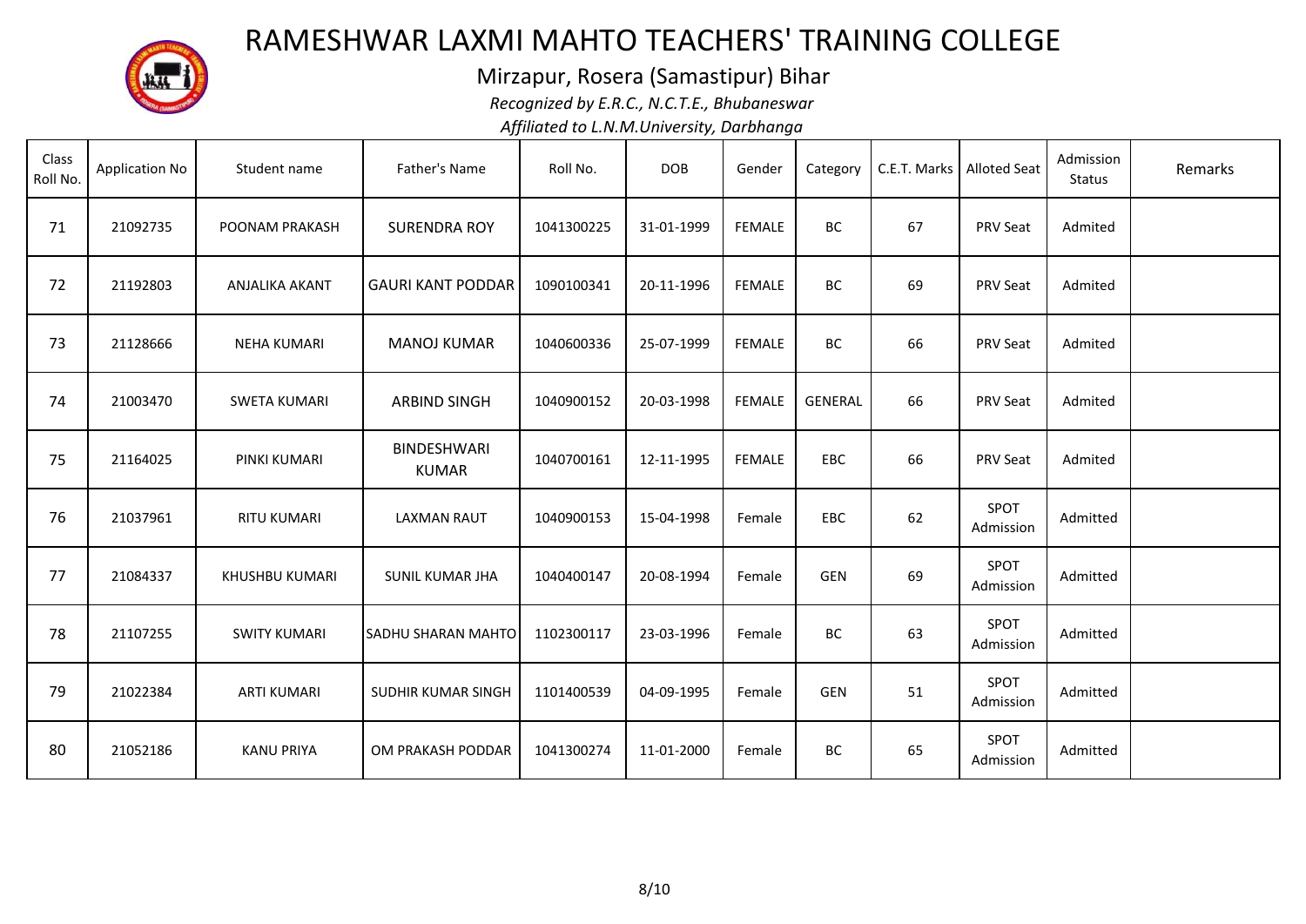# RAMESHWAR LAXMI MAHTO TEACHERS' TRAINING COLLEGE

Mirzapur, Rosera (Samastipur) Bihar

*Recognized by E.R.C., N.C.T.E., Bhubaneswar*

*Affiliated to L.N.M.University, Darbhanga*

| Class Roll No. | Application No | Student name | Father's Name | Roll No. | DOB | Gender | Category | C.E.T. Marks | Alloted Seat | Admission Status | Remarks |
|---|---|---|---|---|---|---|---|---|---|---|---|
| 71 | 21092735 | POONAM PRAKASH | SURENDRA ROY | 1041300225 | 31-01-1999 | FEMALE | BC | 67 | PRV Seat | Admited | |
| 72 | 21192803 | ANJALIKA AKANT | GAURI KANT PODDAR | 1090100341 | 20-11-1996 | FEMALE | BC | 69 | PRV Seat | Admited | |
| 73 | 21128666 | NEHA KUMARI | MANOJ KUMAR | 1040600336 | 25-07-1999 | FEMALE | BC | 66 | PRV Seat | Admited | |
| 74 | 21003470 | SWETA KUMARI | ARBIND SINGH | 1040900152 | 20-03-1998 | FEMALE | GENERAL | 66 | PRV Seat | Admited | |
| 75 | 21164025 | PINKI KUMARI | BINDESHWARI KUMAR | 1040700161 | 12-11-1995 | FEMALE | EBC | 66 | PRV Seat | Admited | |
| 76 | 21037961 | RITU KUMARI | LAXMAN RAUT | 1040900153 | 15-04-1998 | Female | EBC | 62 | SPOT Admission | Admitted | |
| 77 | 21084337 | KHUSHBU KUMARI | SUNIL KUMAR JHA | 1040400147 | 20-08-1994 | Female | GEN | 69 | SPOT Admission | Admitted | |
| 78 | 21107255 | SWITY KUMARI | SADHU SHARAN MAHTO | 1102300117 | 23-03-1996 | Female | BC | 63 | SPOT Admission | Admitted | |
| 79 | 21022384 | ARTI KUMARI | SUDHIR KUMAR SINGH | 1101400539 | 04-09-1995 | Female | GEN | 51 | SPOT Admission | Admitted | |
| 80 | 21052186 | KANU PRIYA | OM PRAKASH PODDAR | 1041300274 | 11-01-2000 | Female | BC | 65 | SPOT Admission | Admitted | |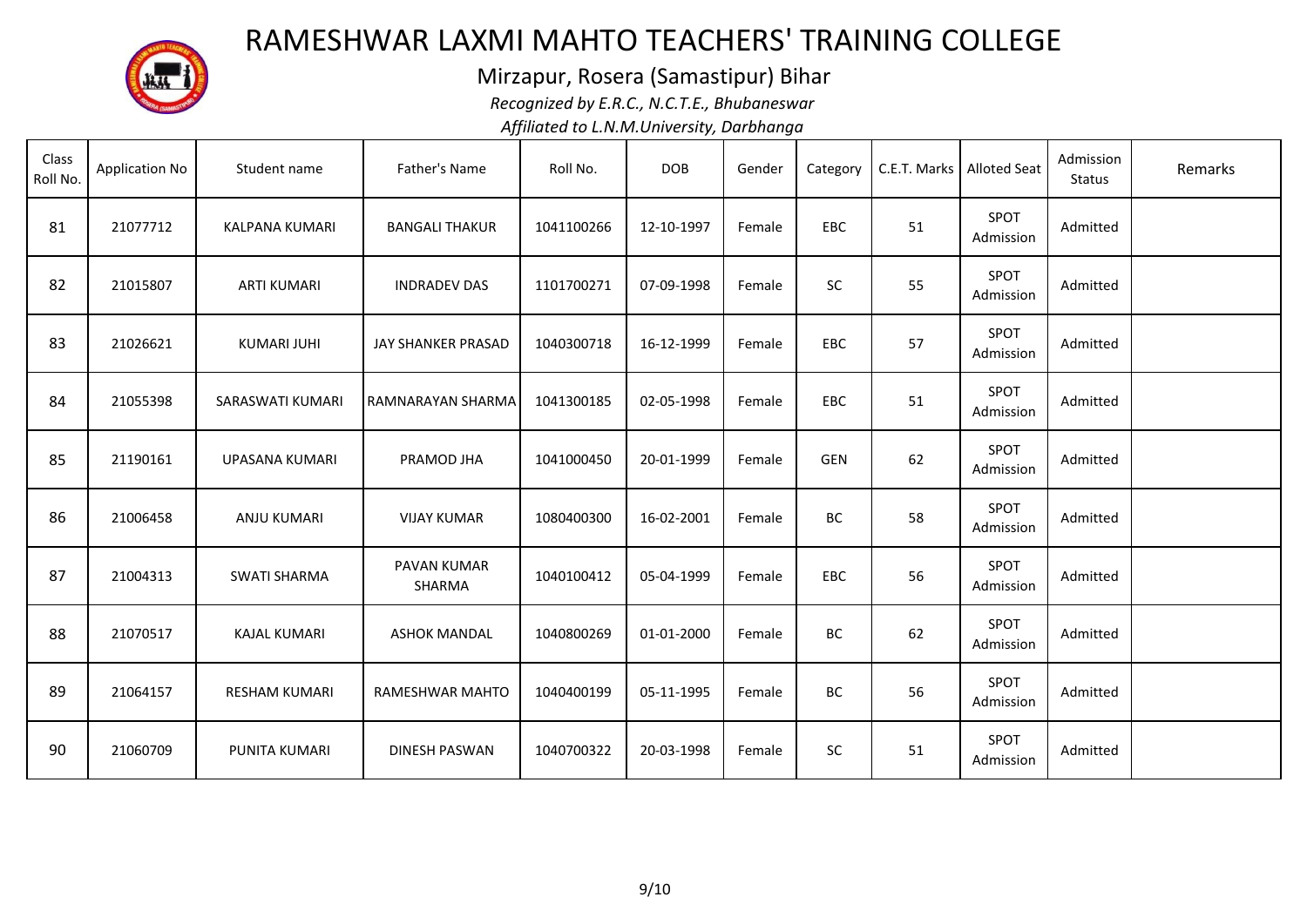# RAMESHWAR LAXMI MAHTO TEACHERS' TRAINING COLLEGE

Mirzapur, Rosera (Samastipur) Bihar

*Recognized by E.R.C., N.C.T.E., Bhubaneswar*

*Affiliated to L.N.M.University, Darbhanga*

| Class Roll No. | Application No | Student name | Father's Name | Roll No. | DOB | Gender | Category | C.E.T. Marks | Alloted Seat | Admission Status | Remarks |
|---|---|---|---|---|---|---|---|---|---|---|---|
| 81 | 21077712 | KALPANA KUMARI | BANGALI THAKUR | 1041100266 | 12-10-1997 | Female | EBC | 51 | SPOT Admission | Admitted | |
| 82 | 21015807 | ARTI KUMARI | INDRADEV DAS | 1101700271 | 07-09-1998 | Female | SC | 55 | SPOT Admission | Admitted | |
| 83 | 21026621 | KUMARI JUHI | JAY SHANKER PRASAD | 1040300718 | 16-12-1999 | Female | EBC | 57 | SPOT Admission | Admitted | |
| 84 | 21055398 | SARASWATI KUMARI | RAMNARAYAN SHARMA | 1041300185 | 02-05-1998 | Female | EBC | 51 | SPOT Admission | Admitted | |
| 85 | 21190161 | UPASANA KUMARI | PRAMOD JHA | 1041000450 | 20-01-1999 | Female | GEN | 62 | SPOT Admission | Admitted | |
| 86 | 21006458 | ANJU KUMARI | VIJAY KUMAR | 1080400300 | 16-02-2001 | Female | BC | 58 | SPOT Admission | Admitted | |
| 87 | 21004313 | SWATI SHARMA | PAVAN KUMAR SHARMA | 1040100412 | 05-04-1999 | Female | EBC | 56 | SPOT Admission | Admitted | |
| 88 | 21070517 | KAJAL KUMARI | ASHOK MANDAL | 1040800269 | 01-01-2000 | Female | BC | 62 | SPOT Admission | Admitted | |
| 89 | 21064157 | RESHAM KUMARI | RAMESHWAR MAHTO | 1040400199 | 05-11-1995 | Female | BC | 56 | SPOT Admission | Admitted | |
| 90 | 21060709 | PUNITA KUMARI | DINESH PASWAN | 1040700322 | 20-03-1998 | Female | SC | 51 | SPOT Admission | Admitted | |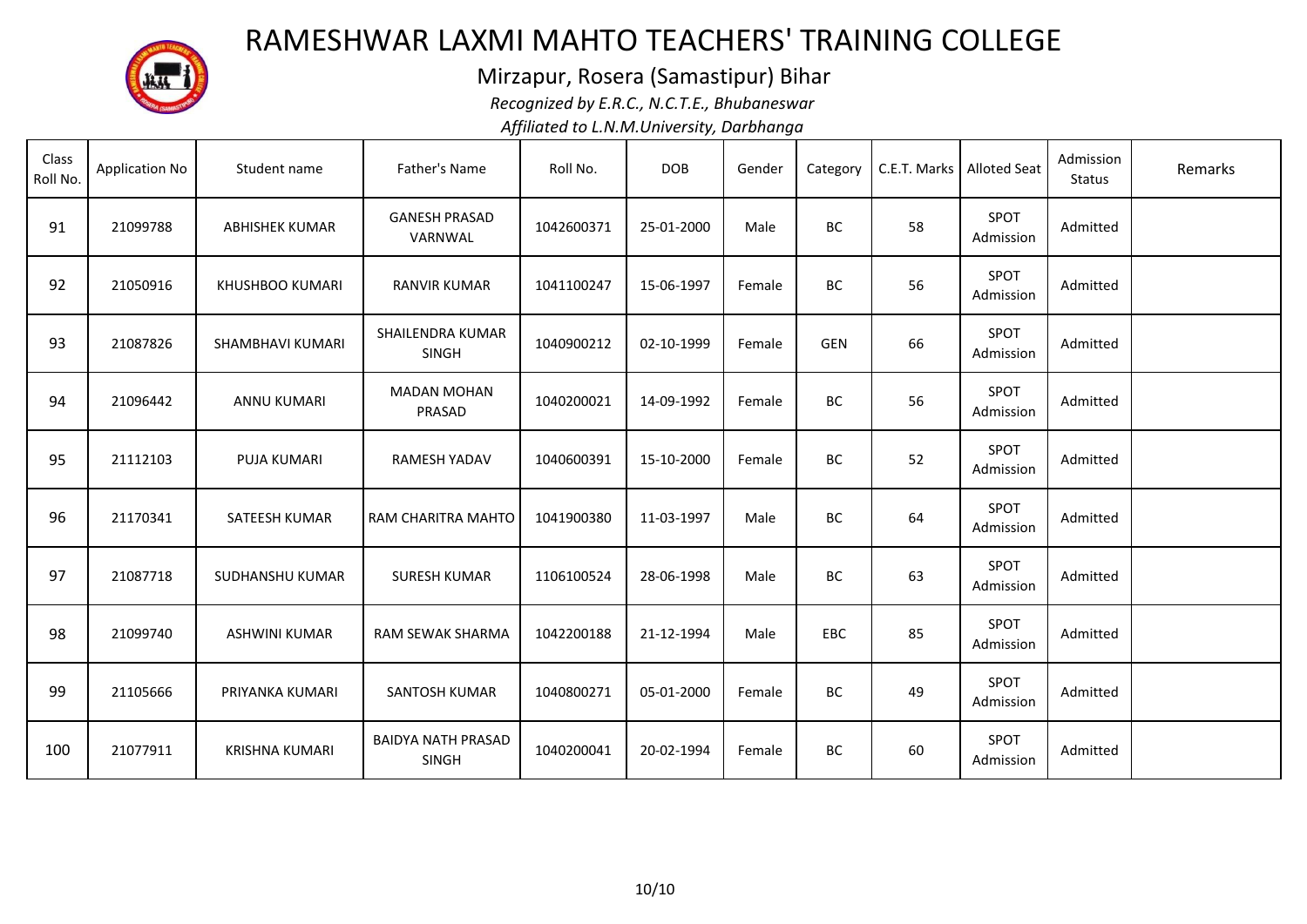# RAMESHWAR LAXMI MAHTO TEACHERS' TRAINING COLLEGE

Mirzapur, Rosera (Samastipur) Bihar

*Recognized by E.R.C., N.C.T.E., Bhubaneswar*

*Affiliated to L.N.M.University, Darbhanga*

| Class Roll No. | Application No | Student name | Father's Name | Roll No. | DOB | Gender | Category | C.E.T. Marks | Alloted Seat | Admission Status | Remarks |
|---|---|---|---|---|---|---|---|---|---|---|---|
| 91 | 21099788 | ABHISHEK KUMAR | GANESH PRASAD VARNWAL | 1042600371 | 25-01-2000 | Male | BC | 58 | SPOT Admission | Admitted | |
| 92 | 21050916 | KHUSHBOO KUMARI | RANVIR KUMAR | 1041100247 | 15-06-1997 | Female | BC | 56 | SPOT Admission | Admitted | |
| 93 | 21087826 | SHAMBHAVI KUMARI | SHAILENDRA KUMAR SINGH | 1040900212 | 02-10-1999 | Female | GEN | 66 | SPOT Admission | Admitted | |
| 94 | 21096442 | ANNU KUMARI | MADAN MOHAN PRASAD | 1040200021 | 14-09-1992 | Female | BC | 56 | SPOT Admission | Admitted | |
| 95 | 21112103 | PUJA KUMARI | RAMESH YADAV | 1040600391 | 15-10-2000 | Female | BC | 52 | SPOT Admission | Admitted | |
| 96 | 21170341 | SATEESH KUMAR | RAM CHARITRA MAHTO | 1041900380 | 11-03-1997 | Male | BC | 64 | SPOT Admission | Admitted | |
| 97 | 21087718 | SUDHANSHU KUMAR | SURESH KUMAR | 1106100524 | 28-06-1998 | Male | BC | 63 | SPOT Admission | Admitted | |
| 98 | 21099740 | ASHWINI KUMAR | RAM SEWAK SHARMA | 1042200188 | 21-12-1994 | Male | EBC | 85 | SPOT Admission | Admitted | |
| 99 | 21105666 | PRIYANKA KUMARI | SANTOSH KUMAR | 1040800271 | 05-01-2000 | Female | BC | 49 | SPOT Admission | Admitted | |
| 100 | 21077911 | KRISHNA KUMARI | BAIDYA NATH PRASAD SINGH | 1040200041 | 20-02-1994 | Female | BC | 60 | SPOT Admission | Admitted | |